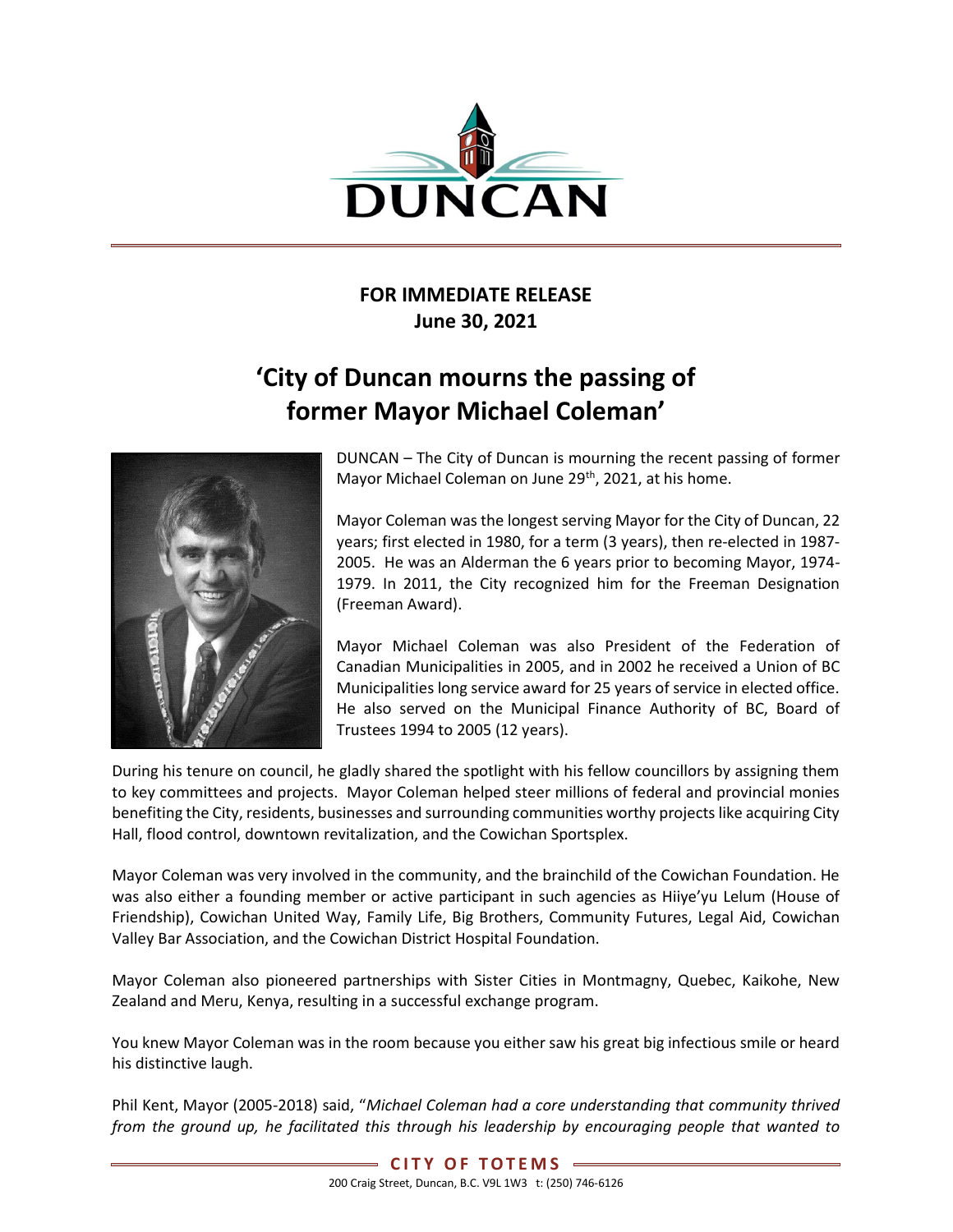**FOR IMMEDIATE RELEASE**
**June 30, 2021**

# 'City of Duncan mourns the passing of former Mayor Michael Coleman'

DUNCAN – The City of Duncan is mourning the recent passing of former Mayor Michael Coleman on June 29th, 2021, at his home.

Mayor Coleman was the longest serving Mayor for the City of Duncan, 22 years; first elected in 1980, for a term (3 years), then re-elected in 1987-2005. He was an Alderman the 6 years prior to becoming Mayor, 1974-1979. In 2011, the City recognized him for the Freeman Designation (Freeman Award).

Mayor Michael Coleman was also President of the Federation of Canadian Municipalities in 2005, and in 2002 he received a Union of BC Municipalities long service award for 25 years of service in elected office. He also served on the Municipal Finance Authority of BC, Board of Trustees 1994 to 2005 (12 years).

During his tenure on council, he gladly shared the spotlight with his fellow councillors by assigning them to key committees and projects. Mayor Coleman helped steer millions of federal and provincial monies benefiting the City, residents, businesses and surrounding communities worthy projects like acquiring City Hall, flood control, downtown revitalization, and the Cowichan Sportsplex.

Mayor Coleman was very involved in the community, and the brainchild of the Cowichan Foundation. He was also either a founding member or active participant in such agencies as Hiiye'yu Lelum (House of Friendship), Cowichan United Way, Family Life, Big Brothers, Community Futures, Legal Aid, Cowichan Valley Bar Association, and the Cowichan District Hospital Foundation.

Mayor Coleman also pioneered partnerships with Sister Cities in Montmagny, Quebec, Kaikohe, New Zealand and Meru, Kenya, resulting in a successful exchange program.

You knew Mayor Coleman was in the room because you either saw his great big infectious smile or heard his distinctive laugh.

Phil Kent, Mayor (2005-2018) said, "*Michael Coleman had a core understanding that community thrived from the ground up, he facilitated this through his leadership by encouraging people that wanted to*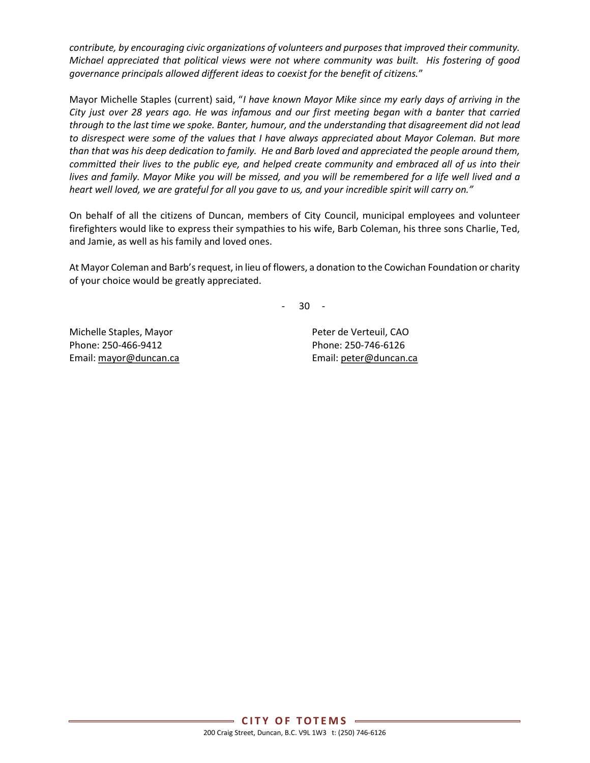*contribute, by encouraging civic organizations of volunteers and purposes that improved their community. Michael appreciated that political views were not where community was built. His fostering of good governance principals allowed different ideas to coexist for the benefit of citizens.*"

Mayor Michelle Staples (current) said, "*I have known Mayor Mike since my early days of arriving in the City just over 28 years ago. He was infamous and our first meeting began with a banter that carried through to the last time we spoke. Banter, humour, and the understanding that disagreement did not lead to disrespect were some of the values that I have always appreciated about Mayor Coleman. But more than that was his deep dedication to family. He and Barb loved and appreciated the people around them, committed their lives to the public eye, and helped create community and embraced all of us into their lives and family. Mayor Mike you will be missed, and you will be remembered for a life well lived and a heart well loved, we are grateful for all you gave to us, and your incredible spirit will carry on."*

On behalf of all the citizens of Duncan, members of City Council, municipal employees and volunteer firefighters would like to express their sympathies to his wife, Barb Coleman, his three sons Charlie, Ted, and Jamie, as well as his family and loved ones.

At Mayor Coleman and Barb's request, in lieu of flowers, a donation to the Cowichan Foundation or charity of your choice would be greatly appreciated.

\- 30 -

Michelle Staples, Mayor
Phone: 250-466-9412
Email: mayor@duncan.ca

Peter de Verteuil, CAO
Phone: 250-746-6126
Email: peter@duncan.ca

**CITY OF TOTEMS**

200 Craig Street, Duncan, B.C. V9L 1W3 t: (250) 746-6126